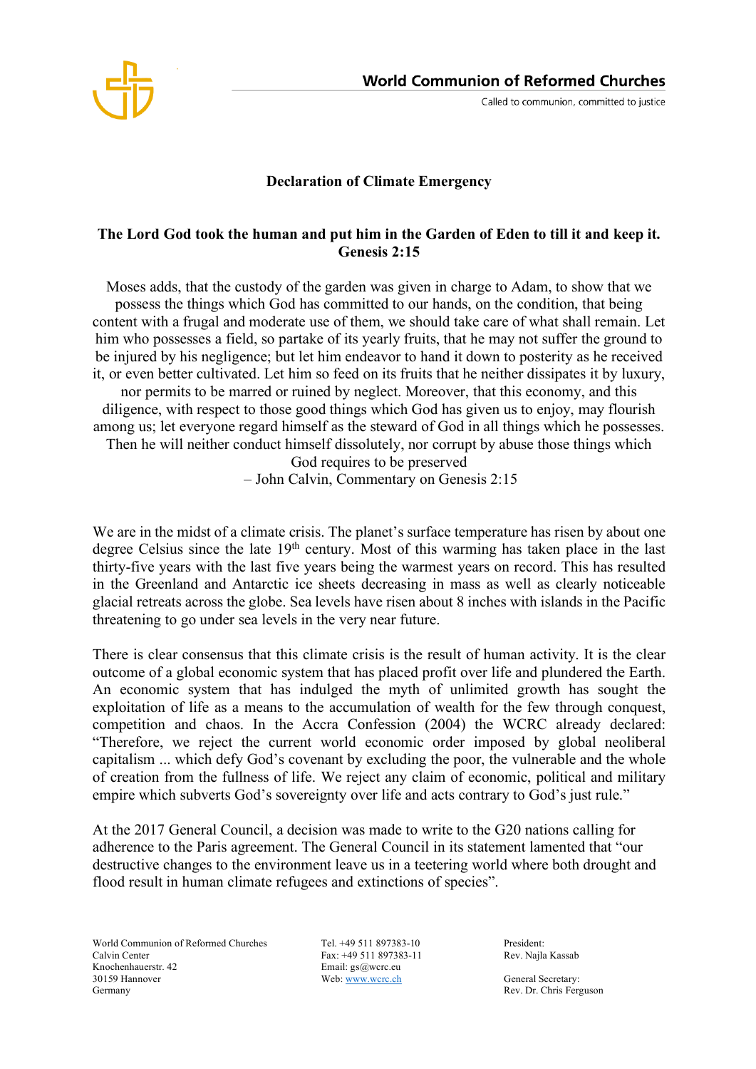# Declaration of Climate Emergency

## The Lord God took the human and put him in the Garden of Eden to till it and keep it. Genesis 2:15

Moses adds, that the custody of the garden was given in charge to Adam, to show that we possess the things which God has committed to our hands, on the condition, that being content with a frugal and moderate use of them, we should take care of what shall remain. Let him who possesses a field, so partake of its yearly fruits, that he may not suffer the ground to be injured by his negligence; but let him endeavor to hand it down to posterity as he received it, or even better cultivated. Let him so feed on its fruits that he neither dissipates it by luxury, nor permits to be marred or ruined by neglect. Moreover, that this economy, and this diligence, with respect to those good things which God has given us to enjoy, may flourish among us; let everyone regard himself as the steward of God in all things which he possesses. Then he will neither conduct himself dissolutely, nor corrupt by abuse those things which God requires to be preserved

– John Calvin, Commentary on Genesis 2:15

We are in the midst of a climate crisis. The planet's surface temperature has risen by about one degree Celsius since the late 19th century. Most of this warming has taken place in the last thirty-five years with the last five years being the warmest years on record. This has resulted in the Greenland and Antarctic ice sheets decreasing in mass as well as clearly noticeable glacial retreats across the globe. Sea levels have risen about 8 inches with islands in the Pacific threatening to go under sea levels in the very near future.

There is clear consensus that this climate crisis is the result of human activity. It is the clear outcome of a global economic system that has placed profit over life and plundered the Earth. An economic system that has indulged the myth of unlimited growth has sought the exploitation of life as a means to the accumulation of wealth for the few through conquest, competition and chaos. In the Accra Confession (2004) the WCRC already declared: "Therefore, we reject the current world economic order imposed by global neoliberal capitalism ... which defy God's covenant by excluding the poor, the vulnerable and the whole of creation from the fullness of life. We reject any claim of economic, political and military empire which subverts God's sovereignty over life and acts contrary to God's just rule."

At the 2017 General Council, a decision was made to write to the G20 nations calling for adherence to the Paris agreement. The General Council in its statement lamented that "our destructive changes to the environment leave us in a teetering world where both drought and flood result in human climate refugees and extinctions of species".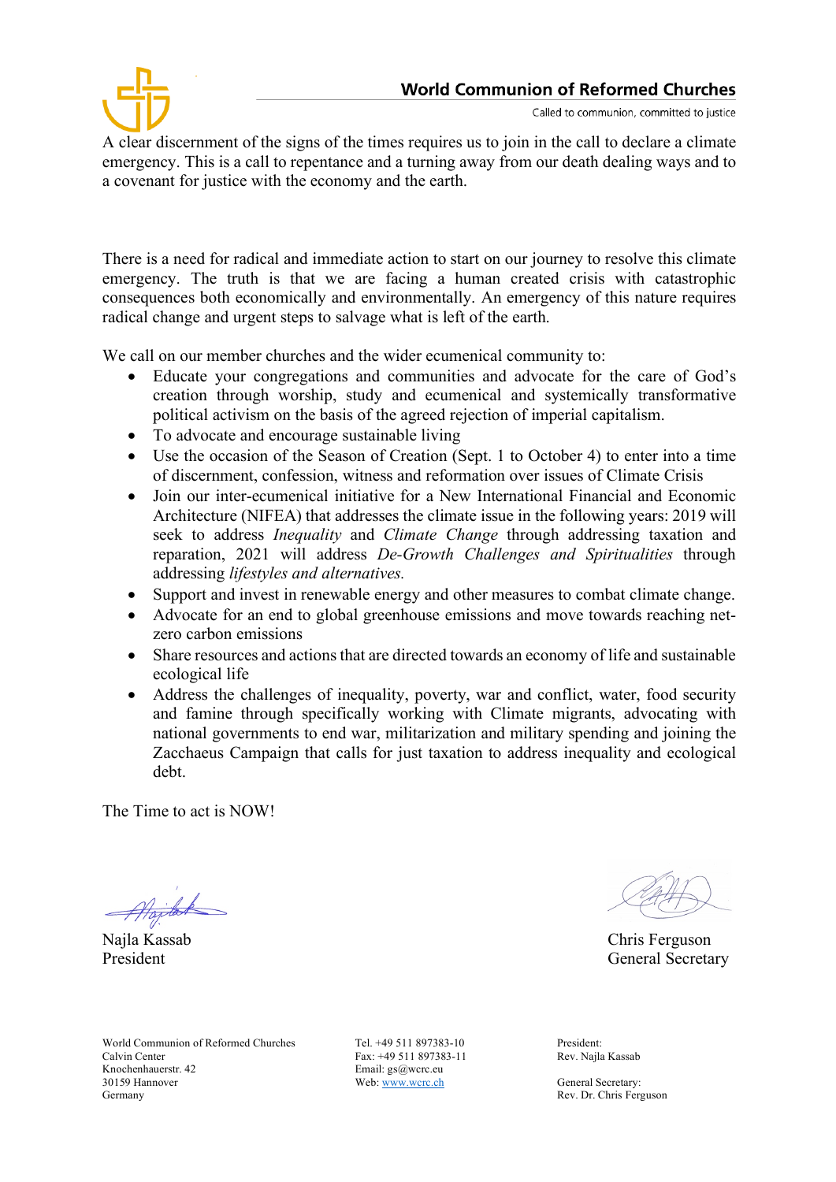A clear discernment of the signs of the times requires us to join in the call to declare a climate emergency. This is a call to repentance and a turning away from our death dealing ways and to a covenant for justice with the economy and the earth.

There is a need for radical and immediate action to start on our journey to resolve this climate emergency. The truth is that we are facing a human created crisis with catastrophic consequences both economically and environmentally. An emergency of this nature requires radical change and urgent steps to salvage what is left of the earth.

We call on our member churches and the wider ecumenical community to:

- Educate your congregations and communities and advocate for the care of God's creation through worship, study and ecumenical and systemically transformative political activism on the basis of the agreed rejection of imperial capitalism.
- To advocate and encourage sustainable living
- Use the occasion of the Season of Creation (Sept. 1 to October 4) to enter into a time of discernment, confession, witness and reformation over issues of Climate Crisis
- Join our inter-ecumenical initiative for a New International Financial and Economic Architecture (NIFEA) that addresses the climate issue in the following years: 2019 will seek to address *Inequality* and *Climate Change* through addressing taxation and reparation, 2021 will address *De-Growth Challenges and Spiritualities* through addressing *lifestyles and alternatives.*
- Support and invest in renewable energy and other measures to combat climate change.
- Advocate for an end to global greenhouse emissions and move towards reaching net-zero carbon emissions
- Share resources and actions that are directed towards an economy of life and sustainable ecological life
- Address the challenges of inequality, poverty, war and conflict, water, food security and famine through specifically working with Climate migrants, advocating with national governments to end war, militarization and military spending and joining the Zacchaeus Campaign that calls for just taxation to address inequality and ecological debt.

The Time to act is NOW!

Najla Kassab
President

Chris Ferguson
General Secretary